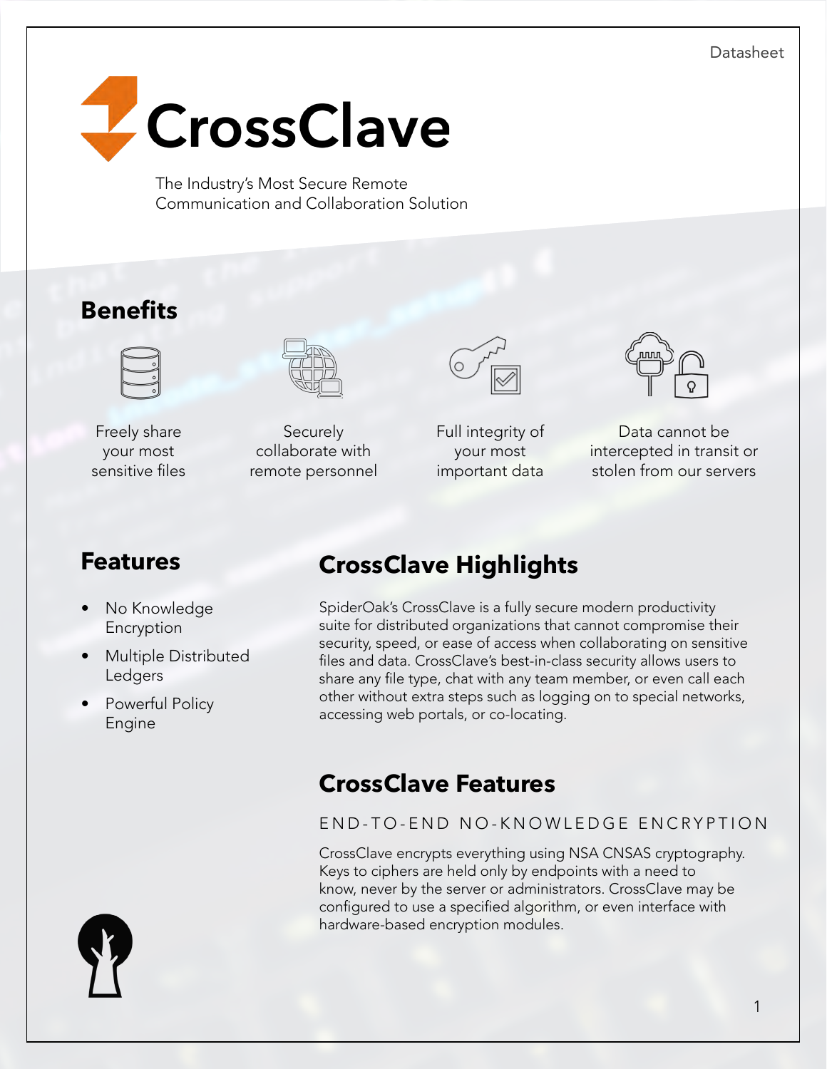Datasheet

# CrossClave

The Industry's Most Secure Remote Communication and Collaboration Solution

## Benefits

- Freely share your most sensitive files
- Securely collaborate with remote personnel
- Full integrity of your most important data
- Data cannot be intercepted in transit or stolen from our servers

## Features

- No Knowledge Encryption
- Multiple Distributed Ledgers
- Powerful Policy Engine

## CrossClave Highlights

SpiderOak's CrossClave is a fully secure modern productivity suite for distributed organizations that cannot compromise their security, speed, or ease of access when collaborating on sensitive files and data. CrossClave's best-in-class security allows users to share any file type, chat with any team member, or even call each other without extra steps such as logging on to special networks, accessing web portals, or co-locating.

## CrossClave Features

### END-TO-END NO-KNOWLEDGE ENCRYPTION

CrossClave encrypts everything using NSA CNSAS cryptography. Keys to ciphers are held only by endpoints with a need to know, never by the server or administrators. CrossClave may be configured to use a specified algorithm, or even interface with hardware-based encryption modules.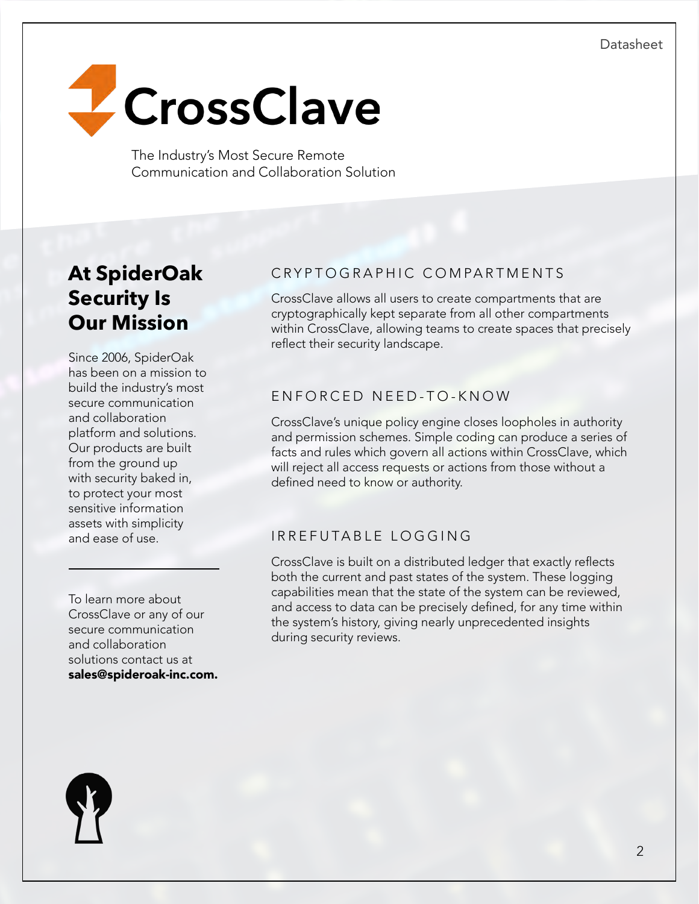Datasheet

# CrossClave

The Industry's Most Secure Remote Communication and Collaboration Solution

## At SpiderOak Security Is Our Mission

Since 2006, SpiderOak has been on a mission to build the industry's most secure communication and collaboration platform and solutions. Our products are built from the ground up with security baked in, to protect your most sensitive information assets with simplicity and ease of use.

---

To learn more about CrossClave or any of our secure communication and collaboration solutions contact us at **sales@spideroak-inc.com.**

### CRYPTOGRAPHIC COMPARTMENTS

CrossClave allows all users to create compartments that are cryptographically kept separate from all other compartments within CrossClave, allowing teams to create spaces that precisely reflect their security landscape.

### ENFORCED NEED-TO-KNOW

CrossClave's unique policy engine closes loopholes in authority and permission schemes. Simple coding can produce a series of facts and rules which govern all actions within CrossClave, which will reject all access requests or actions from those without a defined need to know or authority.

### IRREFUTABLE LOGGING

CrossClave is built on a distributed ledger that exactly reflects both the current and past states of the system. These logging capabilities mean that the state of the system can be reviewed, and access to data can be precisely defined, for any time within the system's history, giving nearly unprecedented insights during security reviews.